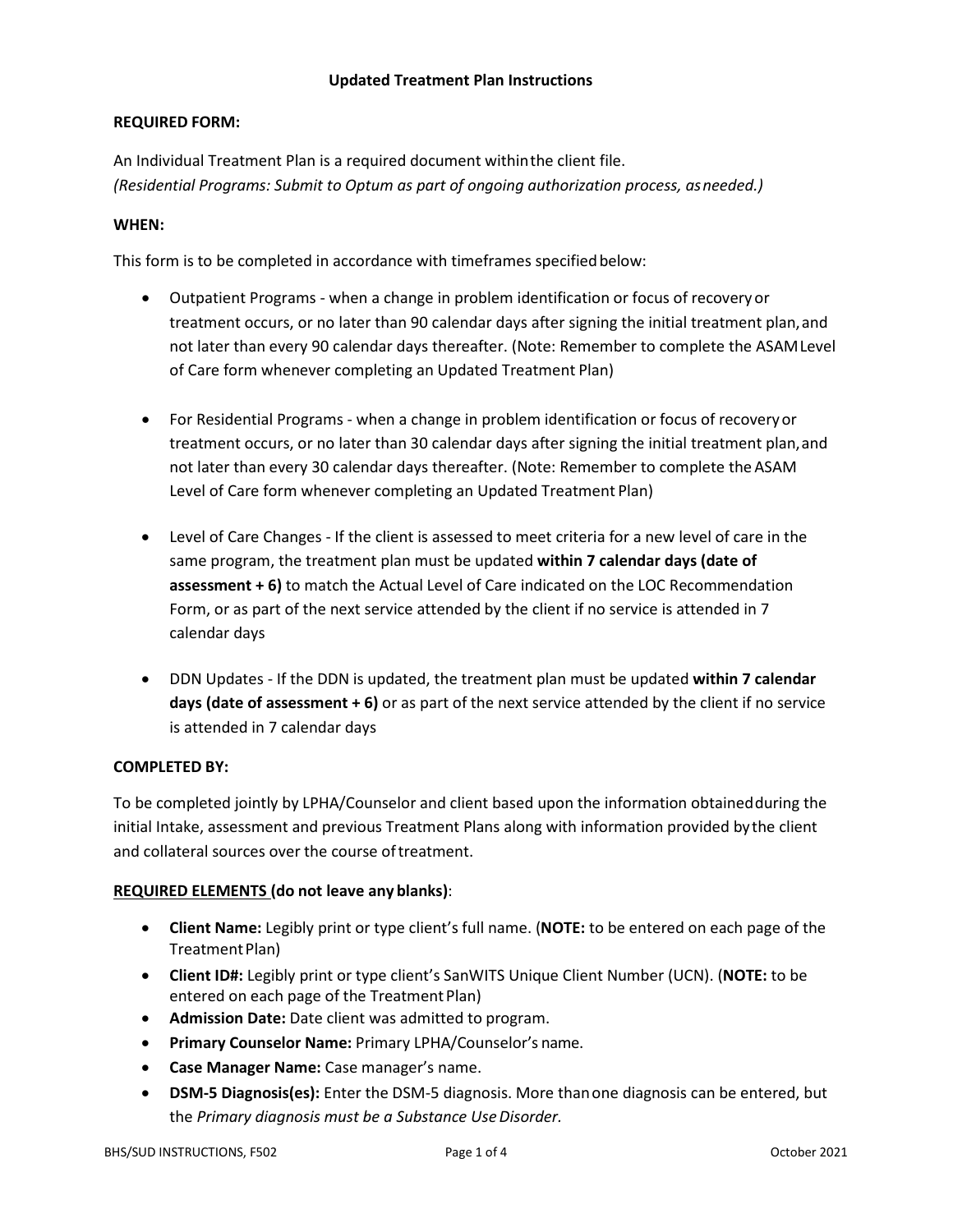# Updated Treatment Plan Instructions

**REQUIRED FORM:**

An Individual Treatment Plan is a required document within the client file.
*(Residential Programs: Submit to Optum as part of ongoing authorization process, as needed.)*

**WHEN:**

This form is to be completed in accordance with timeframes specified below:

- Outpatient Programs - when a change in problem identification or focus of recovery or treatment occurs, or no later than 90 calendar days after signing the initial treatment plan, and not later than every 90 calendar days thereafter. (Note: Remember to complete the ASAM Level of Care form whenever completing an Updated Treatment Plan)

- For Residential Programs - when a change in problem identification or focus of recovery or treatment occurs, or no later than 30 calendar days after signing the initial treatment plan, and not later than every 30 calendar days thereafter. (Note: Remember to complete the ASAM Level of Care form whenever completing an Updated Treatment Plan)

- Level of Care Changes - If the client is assessed to meet criteria for a new level of care in the same program, the treatment plan must be updated **within 7 calendar days (date of assessment + 6)** to match the Actual Level of Care indicated on the LOC Recommendation Form, or as part of the next service attended by the client if no service is attended in 7 calendar days

- DDN Updates - If the DDN is updated, the treatment plan must be updated **within 7 calendar days (date of assessment + 6)** or as part of the next service attended by the client if no service is attended in 7 calendar days

**COMPLETED BY:**

To be completed jointly by LPHA/Counselor and client based upon the information obtained during the initial Intake, assessment and previous Treatment Plans along with information provided by the client and collateral sources over the course of treatment.

**REQUIRED ELEMENTS (do not leave any blanks)**:

- **Client Name:** Legibly print or type client's full name. (**NOTE:** to be entered on each page of the Treatment Plan)
- **Client ID#:** Legibly print or type client's SanWITS Unique Client Number (UCN). (**NOTE:** to be entered on each page of the Treatment Plan)
- **Admission Date:** Date client was admitted to program.
- **Primary Counselor Name:** Primary LPHA/Counselor's name.
- **Case Manager Name:** Case manager's name.
- **DSM-5 Diagnosis(es):** Enter the DSM-5 diagnosis. More than one diagnosis can be entered, but the *Primary diagnosis must be a Substance Use Disorder.*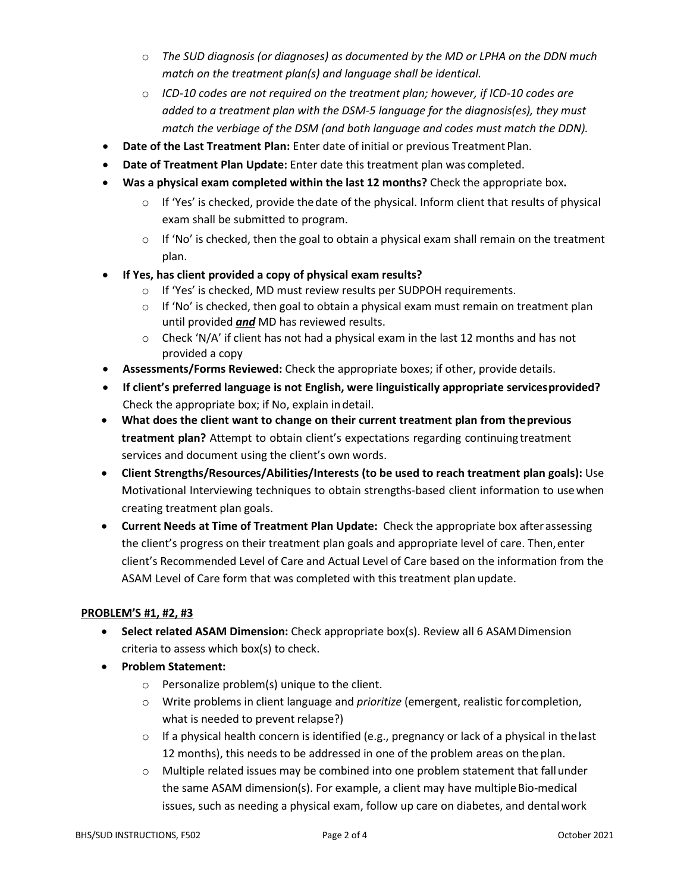- *The SUD diagnosis (or diagnoses) as documented by the MD or LPHA on the DDN much match on the treatment plan(s) and language shall be identical.*
  - *ICD-10 codes are not required on the treatment plan; however, if ICD-10 codes are added to a treatment plan with the DSM-5 language for the diagnosis(es), they must match the verbiage of the DSM (and both language and codes must match the DDN).*
- **Date of the Last Treatment Plan:** Enter date of initial or previous Treatment Plan.
- **Date of Treatment Plan Update:** Enter date this treatment plan was completed.
- **Was a physical exam completed within the last 12 months?** Check the appropriate box**.**
  - If 'Yes' is checked, provide the date of the physical. Inform client that results of physical exam shall be submitted to program.
  - If 'No' is checked, then the goal to obtain a physical exam shall remain on the treatment plan.
- **If Yes, has client provided a copy of physical exam results?**
  - If 'Yes' is checked, MD must review results per SUDPOH requirements.
  - If 'No' is checked, then goal to obtain a physical exam must remain on treatment plan until provided ***and*** MD has reviewed results.
  - Check 'N/A' if client has not had a physical exam in the last 12 months and has not provided a copy
- **Assessments/Forms Reviewed:** Check the appropriate boxes; if other, provide details.
- **If client's preferred language is not English, were linguistically appropriate services provided?** Check the appropriate box; if No, explain in detail.
- **What does the client want to change on their current treatment plan from the previous treatment plan?** Attempt to obtain client's expectations regarding continuing treatment services and document using the client's own words.
- **Client Strengths/Resources/Abilities/Interests (to be used to reach treatment plan goals):** Use Motivational Interviewing techniques to obtain strengths-based client information to use when creating treatment plan goals.
- **Current Needs at Time of Treatment Plan Update:** Check the appropriate box after assessing the client's progress on their treatment plan goals and appropriate level of care. Then, enter client's Recommended Level of Care and Actual Level of Care based on the information from the ASAM Level of Care form that was completed with this treatment plan update.

**PROBLEM'S #1, #2, #3**

- **Select related ASAM Dimension:** Check appropriate box(s). Review all 6 ASAM Dimension criteria to assess which box(s) to check.
- **Problem Statement:**
  - Personalize problem(s) unique to the client.
  - Write problems in client language and *prioritize* (emergent, realistic for completion, what is needed to prevent relapse?)
  - If a physical health concern is identified (e.g., pregnancy or lack of a physical in the last 12 months), this needs to be addressed in one of the problem areas on the plan.
  - Multiple related issues may be combined into one problem statement that fall under the same ASAM dimension(s). For example, a client may have multiple Bio-medical issues, such as needing a physical exam, follow up care on diabetes, and dental work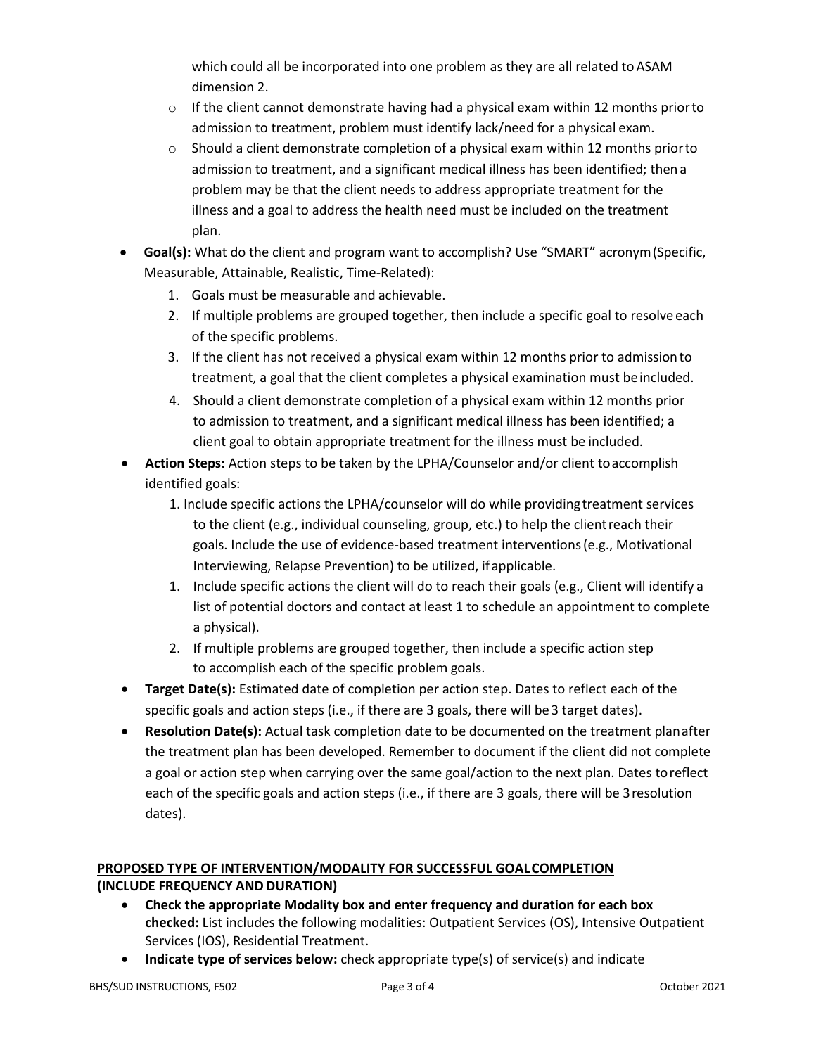which could all be incorporated into one problem as they are all related to ASAM dimension 2.

  - If the client cannot demonstrate having had a physical exam within 12 months prior to admission to treatment, problem must identify lack/need for a physical exam.
  - Should a client demonstrate completion of a physical exam within 12 months prior to admission to treatment, and a significant medical illness has been identified; then a problem may be that the client needs to address appropriate treatment for the illness and a goal to address the health need must be included on the treatment plan.

- **Goal(s):** What do the client and program want to accomplish? Use "SMART" acronym (Specific, Measurable, Attainable, Realistic, Time-Related):
  1. Goals must be measurable and achievable.
  2. If multiple problems are grouped together, then include a specific goal to resolve each of the specific problems.
  3. If the client has not received a physical exam within 12 months prior to admission to treatment, a goal that the client completes a physical examination must be included.
  4. Should a client demonstrate completion of a physical exam within 12 months prior to admission to treatment, and a significant medical illness has been identified; a client goal to obtain appropriate treatment for the illness must be included.
- **Action Steps:** Action steps to be taken by the LPHA/Counselor and/or client to accomplish identified goals:
  1. Include specific actions the LPHA/counselor will do while providing treatment services to the client (e.g., individual counseling, group, etc.) to help the client reach their goals. Include the use of evidence-based treatment interventions (e.g., Motivational Interviewing, Relapse Prevention) to be utilized, if applicable.
  1. Include specific actions the client will do to reach their goals (e.g., Client will identify a list of potential doctors and contact at least 1 to schedule an appointment to complete a physical).
  2. If multiple problems are grouped together, then include a specific action step to accomplish each of the specific problem goals.
- **Target Date(s):** Estimated date of completion per action step. Dates to reflect each of the specific goals and action steps (i.e., if there are 3 goals, there will be 3 target dates).
- **Resolution Date(s):** Actual task completion date to be documented on the treatment plan after the treatment plan has been developed. Remember to document if the client did not complete a goal or action step when carrying over the same goal/action to the next plan. Dates to reflect each of the specific goals and action steps (i.e., if there are 3 goals, there will be 3 resolution dates).

**PROPOSED TYPE OF INTERVENTION/MODALITY FOR SUCCESSFUL GOAL COMPLETION (INCLUDE FREQUENCY AND DURATION)**

- **Check the appropriate Modality box and enter frequency and duration for each box checked:** List includes the following modalities: Outpatient Services (OS), Intensive Outpatient Services (IOS), Residential Treatment.
- **Indicate type of services below:** check appropriate type(s) of service(s) and indicate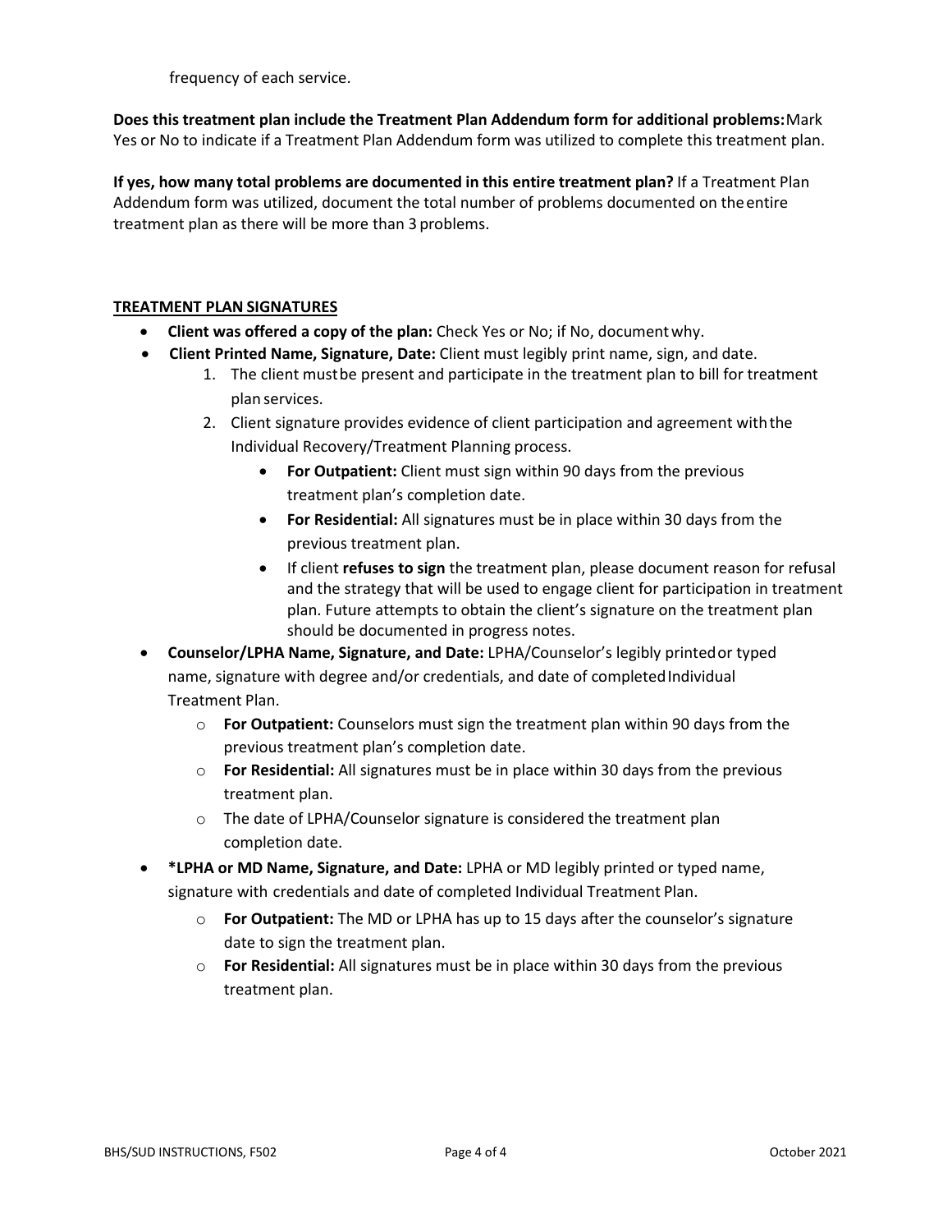frequency of each service.

**Does this treatment plan include the Treatment Plan Addendum form for additional problems:** Mark Yes or No to indicate if a Treatment Plan Addendum form was utilized to complete this treatment plan.

**If yes, how many total problems are documented in this entire treatment plan?** If a Treatment Plan Addendum form was utilized, document the total number of problems documented on the entire treatment plan as there will be more than 3 problems.

**TREATMENT PLAN SIGNATURES**

- **Client was offered a copy of the plan:** Check Yes or No; if No, document why.
- **Client Printed Name, Signature, Date:** Client must legibly print name, sign, and date.
    1. The client must be present and participate in the treatment plan to bill for treatment plan services.
    2. Client signature provides evidence of client participation and agreement with the Individual Recovery/Treatment Planning process.
        - **For Outpatient:** Client must sign within 90 days from the previous treatment plan's completion date.
        - **For Residential:** All signatures must be in place within 30 days from the previous treatment plan.
        - If client **refuses to sign** the treatment plan, please document reason for refusal and the strategy that will be used to engage client for participation in treatment plan. Future attempts to obtain the client's signature on the treatment plan should be documented in progress notes.
- **Counselor/LPHA Name, Signature, and Date:** LPHA/Counselor's legibly printed or typed name, signature with degree and/or credentials, and date of completed Individual Treatment Plan.
    - **For Outpatient:** Counselors must sign the treatment plan within 90 days from the previous treatment plan's completion date.
    - **For Residential:** All signatures must be in place within 30 days from the previous treatment plan.
    - The date of LPHA/Counselor signature is considered the treatment plan completion date.
- ***LPHA or MD Name, Signature, and Date:** LPHA or MD legibly printed or typed name, signature with credentials and date of completed Individual Treatment Plan.
    - **For Outpatient:** The MD or LPHA has up to 15 days after the counselor's signature date to sign the treatment plan.
    - **For Residential:** All signatures must be in place within 30 days from the previous treatment plan.